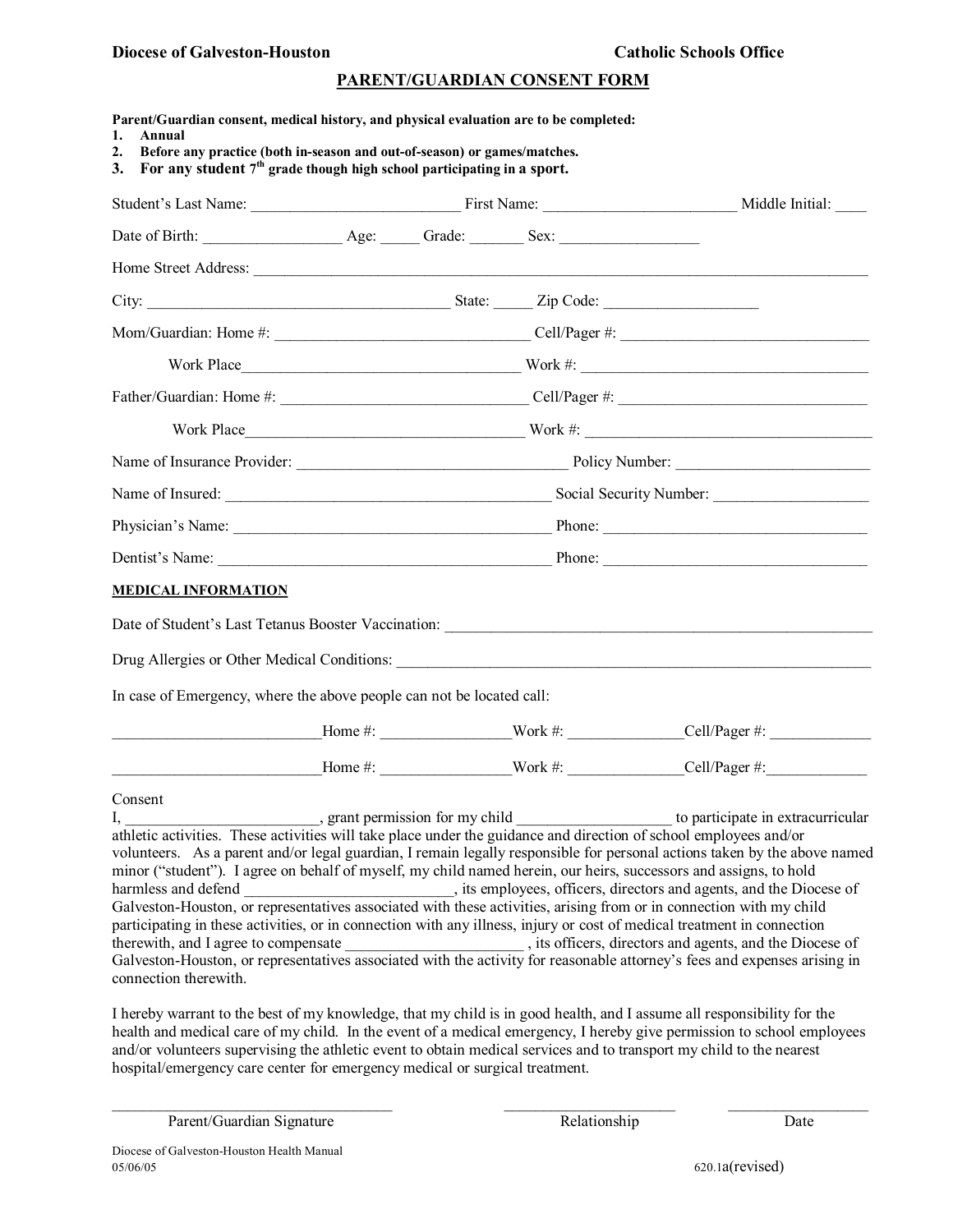**Diocese of Galveston-Houston** **Catholic Schools Office**

## PARENT/GUARDIAN CONSENT FORM

**Parent/Guardian consent, medical history, and physical evaluation are to be completed:**

1. **Annual**
2. **Before any practice (both in-season and out-of-season) or games/matches.**
3. **For any student 7th grade though high school participating in a sport.**

Student's Last Name: ___________________________ First Name: _________________________ Middle Initial: ____

Date of Birth: _________________ Age: _____ Grade: _______ Sex: _________________

Home Street Address: ___________________________________________________________________________

City: ______________________________________ State: _____ Zip Code: ___________________

Mom/Guardian: Home #: ________________________________ Cell/Pager #: ________________________________

Work Place___________________________________ Work #: ____________________________________

Father/Guardian: Home #: _______________________________ Cell/Pager #: _______________________________

Work Place___________________________________ Work #: ____________________________________

Name of Insurance Provider: __________________________________ Policy Number: ________________________

Name of Insured: __________________________________________ Social Security Number: ____________________

Physician's Name: _________________________________________ Phone: __________________________________

Dentist's Name: ___________________________________________ Phone: __________________________________

**MEDICAL INFORMATION**

Date of Student's Last Tetanus Booster Vaccination: _______________________________________________________

Drug Allergies or Other Medical Conditions: ____________________________________________________________

In case of Emergency, where the above people can not be located call:

__________________________Home #: ________________Work #: ______________Cell/Pager #: _____________

__________________________Home #: ________________Work #: ______________Cell/Pager #:_____________

Consent

I, ________________________, grant permission for my child ___________________ to participate in extracurricular athletic activities. These activities will take place under the guidance and direction of school employees and/or volunteers. As a parent and/or legal guardian, I remain legally responsible for personal actions taken by the above named minor ("student"). I agree on behalf of myself, my child named herein, our heirs, successors and assigns, to hold harmless and defend __________________________, its employees, officers, directors and agents, and the Diocese of Galveston-Houston, or representatives associated with these activities, arising from or in connection with my child participating in these activities, or in connection with any illness, injury or cost of medical treatment in connection therewith, and I agree to compensate ______________________ , its officers, directors and agents, and the Diocese of Galveston-Houston, or representatives associated with the activity for reasonable attorney's fees and expenses arising in connection therewith.

I hereby warrant to the best of my knowledge, that my child is in good health, and I assume all responsibility for the health and medical care of my child. In the event of a medical emergency, I hereby give permission to school employees and/or volunteers supervising the athletic event to obtain medical services and to transport my child to the nearest hospital/emergency care center for emergency medical or surgical treatment.

___________________________________ ______________________ __________________

Parent/Guardian Signature Relationship Date

Diocese of Galveston-Houston Health Manual
05/06/05 620.1a(revised)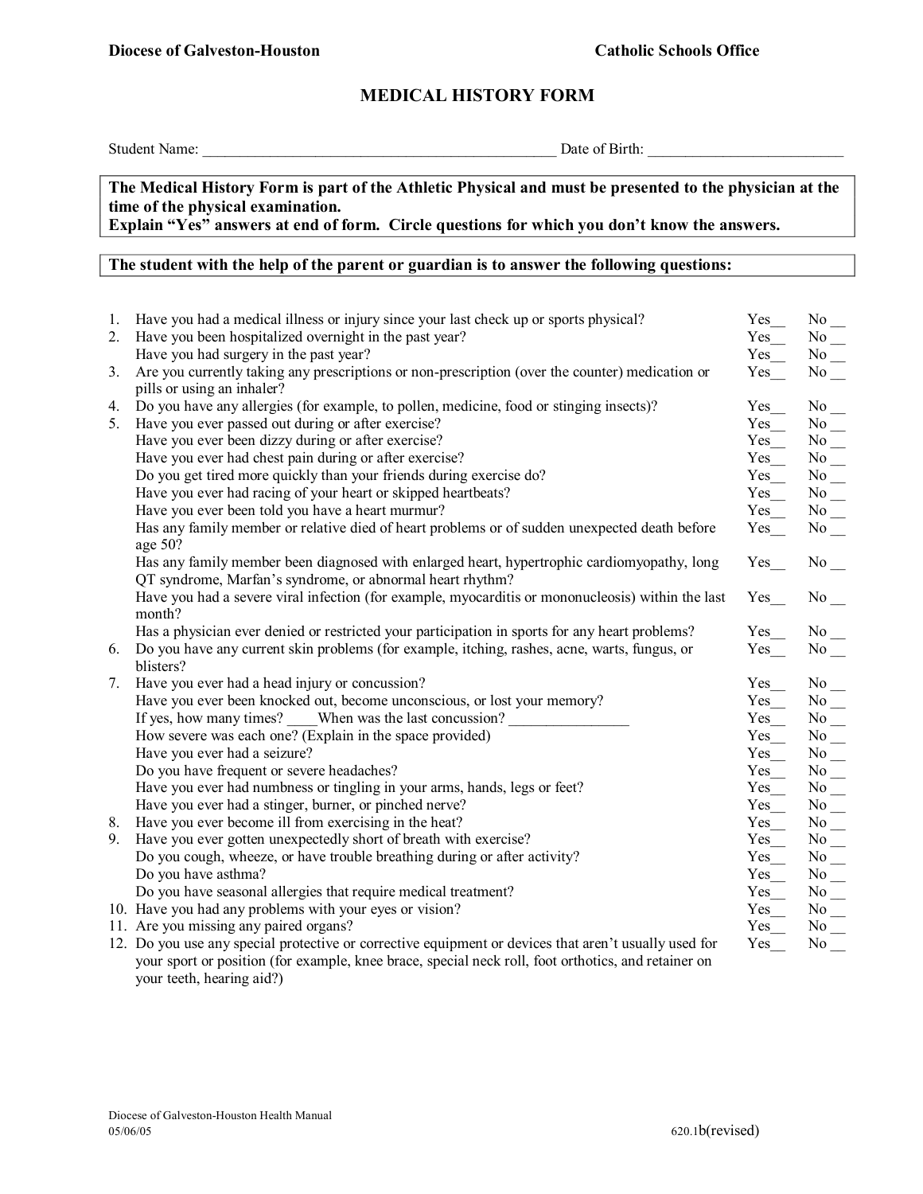**Diocese of Galveston-Houston** **Catholic Schools Office**

# MEDICAL HISTORY FORM

Student Name: _______________________________________________ Date of Birth: __________________________

**The Medical History Form is part of the Athletic Physical and must be presented to the physician at the time of the physical examination.**
**Explain "Yes" answers at end of form. Circle questions for which you don't know the answers.**

**The student with the help of the parent or guardian is to answer the following questions:**

| | Question | Yes | No |
|---|---|---|---|
| 1. | Have you had a medical illness or injury since your last check up or sports physical? | Yes__ | No __ |
| 2. | Have you been hospitalized overnight in the past year? | Yes__ | No __ |
| | Have you had surgery in the past year? | Yes__ | No __ |
| 3. | Are you currently taking any prescriptions or non-prescription (over the counter) medication or pills or using an inhaler? | Yes__ | No __ |
| 4. | Do you have any allergies (for example, to pollen, medicine, food or stinging insects)? | Yes__ | No __ |
| 5. | Have you ever passed out during or after exercise? | Yes__ | No __ |
| | Have you ever been dizzy during or after exercise? | Yes__ | No __ |
| | Have you ever had chest pain during or after exercise? | Yes__ | No __ |
| | Do you get tired more quickly than your friends during exercise do? | Yes__ | No __ |
| | Have you ever had racing of your heart or skipped heartbeats? | Yes__ | No __ |
| | Have you ever been told you have a heart murmur? | Yes__ | No __ |
| | Has any family member or relative died of heart problems or of sudden unexpected death before age 50? | Yes__ | No __ |
| | Has any family member been diagnosed with enlarged heart, hypertrophic cardiomyopathy, long QT syndrome, Marfan's syndrome, or abnormal heart rhythm? | Yes__ | No __ |
| | Have you had a severe viral infection (for example, myocarditis or mononucleosis) within the last month? | Yes__ | No __ |
| | Has a physician ever denied or restricted your participation in sports for any heart problems? | Yes__ | No __ |
| 6. | Do you have any current skin problems (for example, itching, rashes, acne, warts, fungus, or blisters? | Yes__ | No __ |
| 7. | Have you ever had a head injury or concussion? | Yes__ | No __ |
| | Have you ever been knocked out, become unconscious, or lost your memory? | Yes__ | No __ |
| | If yes, how many times? ____When was the last concussion? ________________ | Yes__ | No __ |
| | How severe was each one? (Explain in the space provided) | Yes__ | No __ |
| | Have you ever had a seizure? | Yes__ | No __ |
| | Do you have frequent or severe headaches? | Yes__ | No __ |
| | Have you ever had numbness or tingling in your arms, hands, legs or feet? | Yes__ | No __ |
| | Have you ever had a stinger, burner, or pinched nerve? | Yes__ | No __ |
| 8. | Have you ever become ill from exercising in the heat? | Yes__ | No __ |
| 9. | Have you ever gotten unexpectedly short of breath with exercise? | Yes__ | No __ |
| | Do you cough, wheeze, or have trouble breathing during or after activity? | Yes__ | No __ |
| | Do you have asthma? | Yes__ | No __ |
| | Do you have seasonal allergies that require medical treatment? | Yes__ | No __ |
| 10. | Have you had any problems with your eyes or vision? | Yes__ | No __ |
| 11. | Are you missing any paired organs? | Yes__ | No __ |
| 12. | Do you use any special protective or corrective equipment or devices that aren't usually used for your sport or position (for example, knee brace, special neck roll, foot orthotics, and retainer on your teeth, hearing aid?) | Yes__ | No __ |

Diocese of Galveston-Houston Health Manual
05/06/05 620.1b(revised)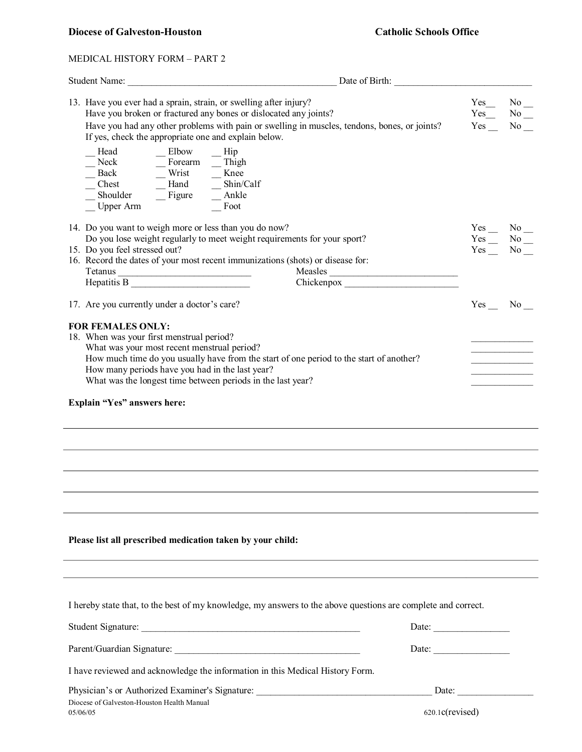**Diocese of Galveston-Houston** **Catholic Schools Office**

MEDICAL HISTORY FORM – PART 2

Student Name: ____________________________________________ Date of Birth: ____________________________

13. Have you ever had a sprain, strain, or swelling after injury? Yes__ No __
    Have you broken or fractured any bones or dislocated any joints? Yes__ No __
    Have you had any other problems with pain or swelling in muscles, tendons, bones, or joints? Yes __ No __
    If yes, check the appropriate one and explain below.

| | | |
|---|---|---|
| __ Head | __ Elbow | __ Hip |
| __ Neck | __ Forearm | __ Thigh |
| __ Back | __ Wrist | __ Knee |
| __ Chest | __ Hand | __ Shin/Calf |
| __ Shoulder | __ Figure | __ Ankle |
| __ Upper Arm | | __ Foot |

14. Do you want to weigh more or less than you do now? Yes __ No __
    Do you lose weight regularly to meet weight requirements for your sport? Yes __ No __
15. Do you feel stressed out? Yes __ No __
16. Record the dates of your most recent immunizations (shots) or disease for:
    Tetanus ___________________________ Measles ___________________________
    Hepatitis B _________________________ Chickenpox ________________________

17. Are you currently under a doctor's care? Yes __ No __

**FOR FEMALES ONLY:**

18. When was your first menstrual period? _____________
    What was your most recent menstrual period? _____________
    How much time do you usually have from the start of one period to the start of another? _____________
    How many periods have you had in the last year? _____________
    What was the longest time between periods in the last year? _____________

**Explain "Yes" answers here:**

______________________________________________________________________________

______________________________________________________________________________

______________________________________________________________________________

______________________________________________________________________________

______________________________________________________________________________

**Please list all prescribed medication taken by your child:**

______________________________________________________________________________

______________________________________________________________________________

I hereby state that, to the best of my knowledge, my answers to the above questions are complete and correct.

Student Signature: _______________________________________________ Date: ________________

Parent/Guardian Signature: ________________________________________ Date: ________________

I have reviewed and acknowledge the information in this Medical History Form.

Physician's or Authorized Examiner's Signature: ____________________________________ Date: ________________

Diocese of Galveston-Houston Health Manual
05/06/05 620.1c(revised)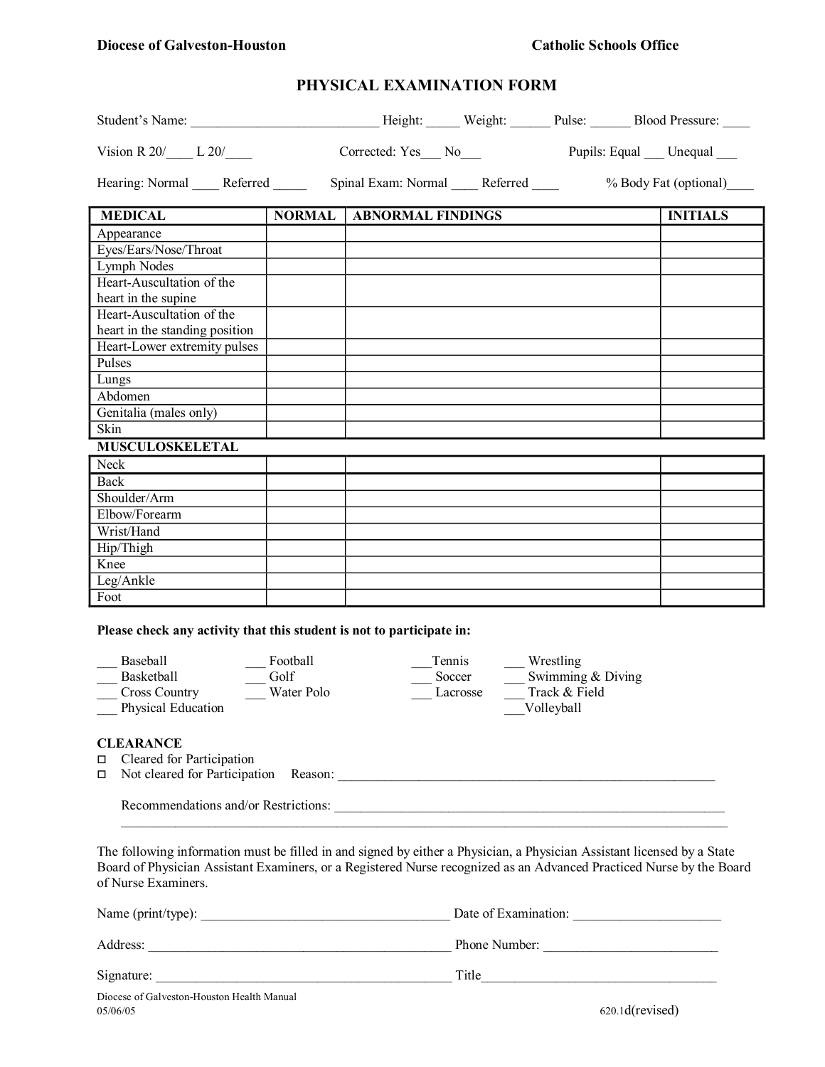**Diocese of Galveston-Houston** **Catholic Schools Office**

# PHYSICAL EXAMINATION FORM

Student's Name: ___________________________ Height: _____ Weight: ______ Pulse: ______ Blood Pressure: ____

Vision R 20/____ L 20/____ Corrected: Yes___ No___ Pupils: Equal ___ Unequal ___

Hearing: Normal ____ Referred _____ Spinal Exam: Normal ____ Referred ____ % Body Fat (optional)____

| MEDICAL | NORMAL | ABNORMAL FINDINGS | INITIALS |
|---|---|---|---|
| Appearance | | | |
| Eyes/Ears/Nose/Throat | | | |
| Lymph Nodes | | | |
| Heart-Auscultation of the heart in the supine | | | |
| Heart-Auscultation of the heart in the standing position | | | |
| Heart-Lower extremity pulses | | | |
| Pulses | | | |
| Lungs | | | |
| Abdomen | | | |
| Genitalia (males only) | | | |
| Skin | | | |
| **MUSCULOSKELETAL** | | | |
| Neck | | | |
| Back | | | |
| Shoulder/Arm | | | |
| Elbow/Forearm | | | |
| Wrist/Hand | | | |
| Hip/Thigh | | | |
| Knee | | | |
| Leg/Ankle | | | |
| Foot | | | |

**Please check any activity that this student is not to participate in:**

___ Baseball
___ Basketball
___ Cross Country
___ Physical Education
___ Football
___ Golf
___ Water Polo
___Tennis
___ Soccer
___ Lacrosse
___ Wrestling
___ Swimming & Diving
___ Track & Field
___Volleyball

**CLEARANCE**

- ☐ Cleared for Participation
- ☐ Not cleared for Participation Reason: ________________________________________________________

Recommendations and/or Restrictions: ____________________________________________________________
_____________________________________________________________________________________________

The following information must be filled in and signed by either a Physician, a Physician Assistant licensed by a State Board of Physician Assistant Examiners, or a Registered Nurse recognized as an Advanced Practiced Nurse by the Board of Nurse Examiners.

Name (print/type): ____________________________________ Date of Examination: _____________________

Address: ____________________________________________ Phone Number: _________________________

Signature: ___________________________________________ Title___________________________________

Diocese of Galveston-Houston Health Manual
05/06/05 620.1d(revised)